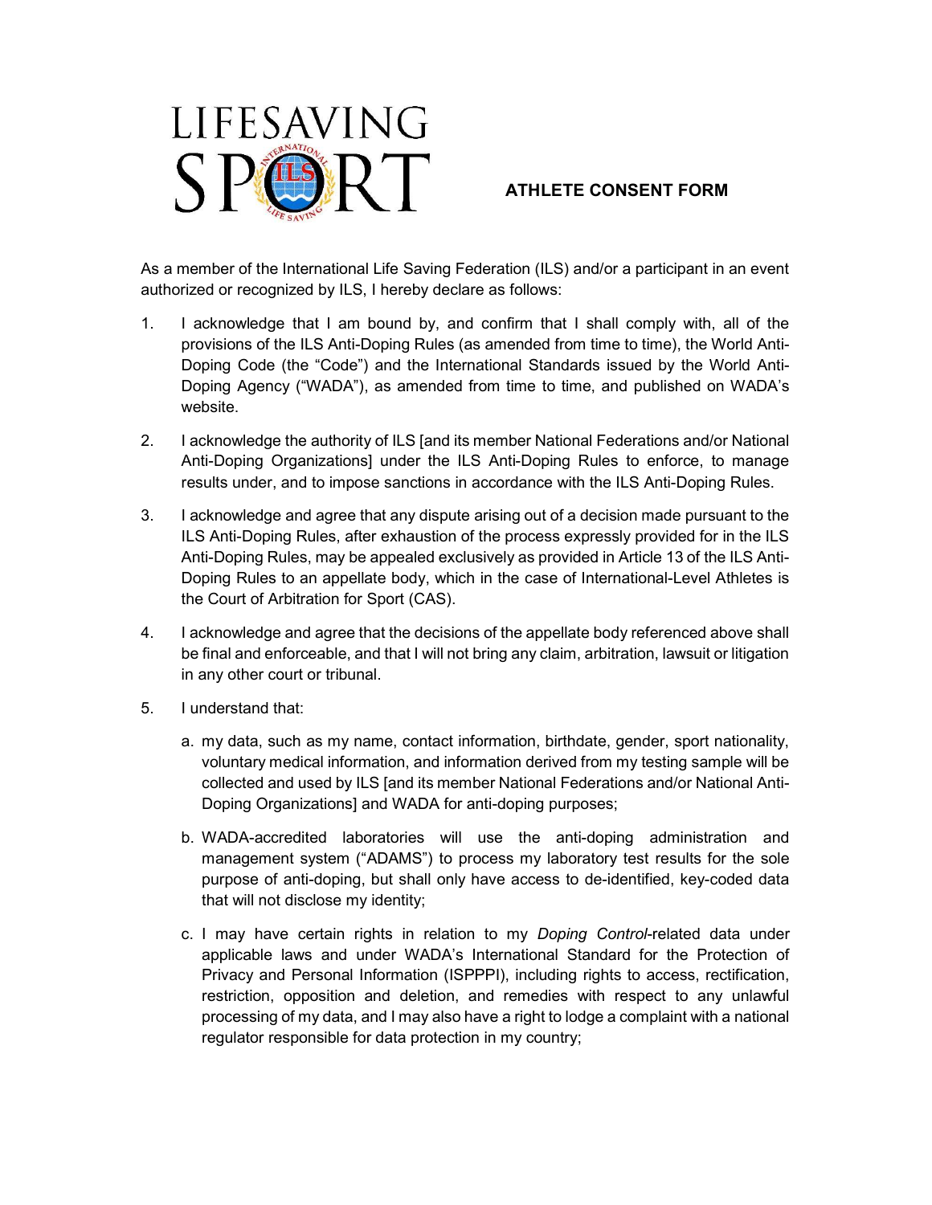LIFESAVING SPORT

# ATHLETE CONSENT FORM

As a member of the International Life Saving Federation (ILS) and/or a participant in an event authorized or recognized by ILS, I hereby declare as follows:

1. I acknowledge that I am bound by, and confirm that I shall comply with, all of the provisions of the ILS Anti-Doping Rules (as amended from time to time), the World Anti-Doping Code (the "Code") and the International Standards issued by the World Anti-Doping Agency ("WADA"), as amended from time to time, and published on WADA's website.

2. I acknowledge the authority of ILS [and its member National Federations and/or National Anti-Doping Organizations] under the ILS Anti-Doping Rules to enforce, to manage results under, and to impose sanctions in accordance with the ILS Anti-Doping Rules.

3. I acknowledge and agree that any dispute arising out of a decision made pursuant to the ILS Anti-Doping Rules, after exhaustion of the process expressly provided for in the ILS Anti-Doping Rules, may be appealed exclusively as provided in Article 13 of the ILS Anti-Doping Rules to an appellate body, which in the case of International-Level Athletes is the Court of Arbitration for Sport (CAS).

4. I acknowledge and agree that the decisions of the appellate body referenced above shall be final and enforceable, and that I will not bring any claim, arbitration, lawsuit or litigation in any other court or tribunal.

5. I understand that:

   a. my data, such as my name, contact information, birthdate, gender, sport nationality, voluntary medical information, and information derived from my testing sample will be collected and used by ILS [and its member National Federations and/or National Anti-Doping Organizations] and WADA for anti-doping purposes;

   b. WADA-accredited laboratories will use the anti-doping administration and management system ("ADAMS") to process my laboratory test results for the sole purpose of anti-doping, but shall only have access to de-identified, key-coded data that will not disclose my identity;

   c. I may have certain rights in relation to my *Doping Control*-related data under applicable laws and under WADA's International Standard for the Protection of Privacy and Personal Information (ISPPPI), including rights to access, rectification, restriction, opposition and deletion, and remedies with respect to any unlawful processing of my data, and I may also have a right to lodge a complaint with a national regulator responsible for data protection in my country;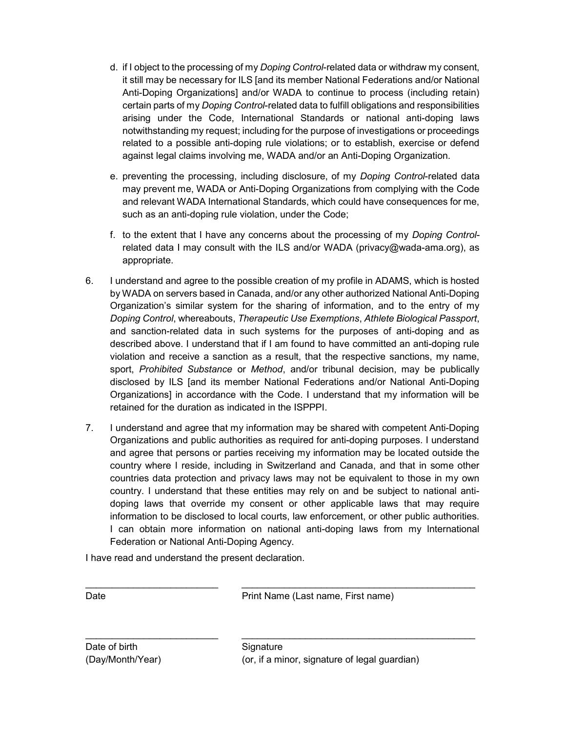d. if I object to the processing of my *Doping Control*-related data or withdraw my consent, it still may be necessary for ILS [and its member National Federations and/or National Anti-Doping Organizations] and/or WADA to continue to process (including retain) certain parts of my *Doping Control*-related data to fulfill obligations and responsibilities arising under the Code, International Standards or national anti-doping laws notwithstanding my request; including for the purpose of investigations or proceedings related to a possible anti-doping rule violations; or to establish, exercise or defend against legal claims involving me, WADA and/or an Anti-Doping Organization.

e. preventing the processing, including disclosure, of my *Doping Control*-related data may prevent me, WADA or Anti-Doping Organizations from complying with the Code and relevant WADA International Standards, which could have consequences for me, such as an anti-doping rule violation, under the Code;

f. to the extent that I have any concerns about the processing of my *Doping Control*-related data I may consult with the ILS and/or WADA (privacy@wada-ama.org), as appropriate.

6. I understand and agree to the possible creation of my profile in ADAMS, which is hosted by WADA on servers based in Canada, and/or any other authorized National Anti-Doping Organization's similar system for the sharing of information, and to the entry of my *Doping Control*, whereabouts, *Therapeutic Use Exemptions*, *Athlete Biological Passport*, and sanction-related data in such systems for the purposes of anti-doping and as described above. I understand that if I am found to have committed an anti-doping rule violation and receive a sanction as a result, that the respective sanctions, my name, sport, *Prohibited Substance* or *Method*, and/or tribunal decision, may be publically disclosed by ILS [and its member National Federations and/or National Anti-Doping Organizations] in accordance with the Code. I understand that my information will be retained for the duration as indicated in the ISPPPI.

7. I understand and agree that my information may be shared with competent Anti-Doping Organizations and public authorities as required for anti-doping purposes. I understand and agree that persons or parties receiving my information may be located outside the country where I reside, including in Switzerland and Canada, and that in some other countries data protection and privacy laws may not be equivalent to those in my own country. I understand that these entities may rely on and be subject to national anti-doping laws that override my consent or other applicable laws that may require information to be disclosed to local courts, law enforcement, or other public authorities. I can obtain more information on national anti-doping laws from my International Federation or National Anti-Doping Agency.

I have read and understand the present declaration.

| | |
|---|---|
| ________________________ | ________________________________________ |
| Date | Print Name (Last name, First name) |
| ________________________ | ________________________________________ |
| Date of birth (Day/Month/Year) | Signature (or, if a minor, signature of legal guardian) |